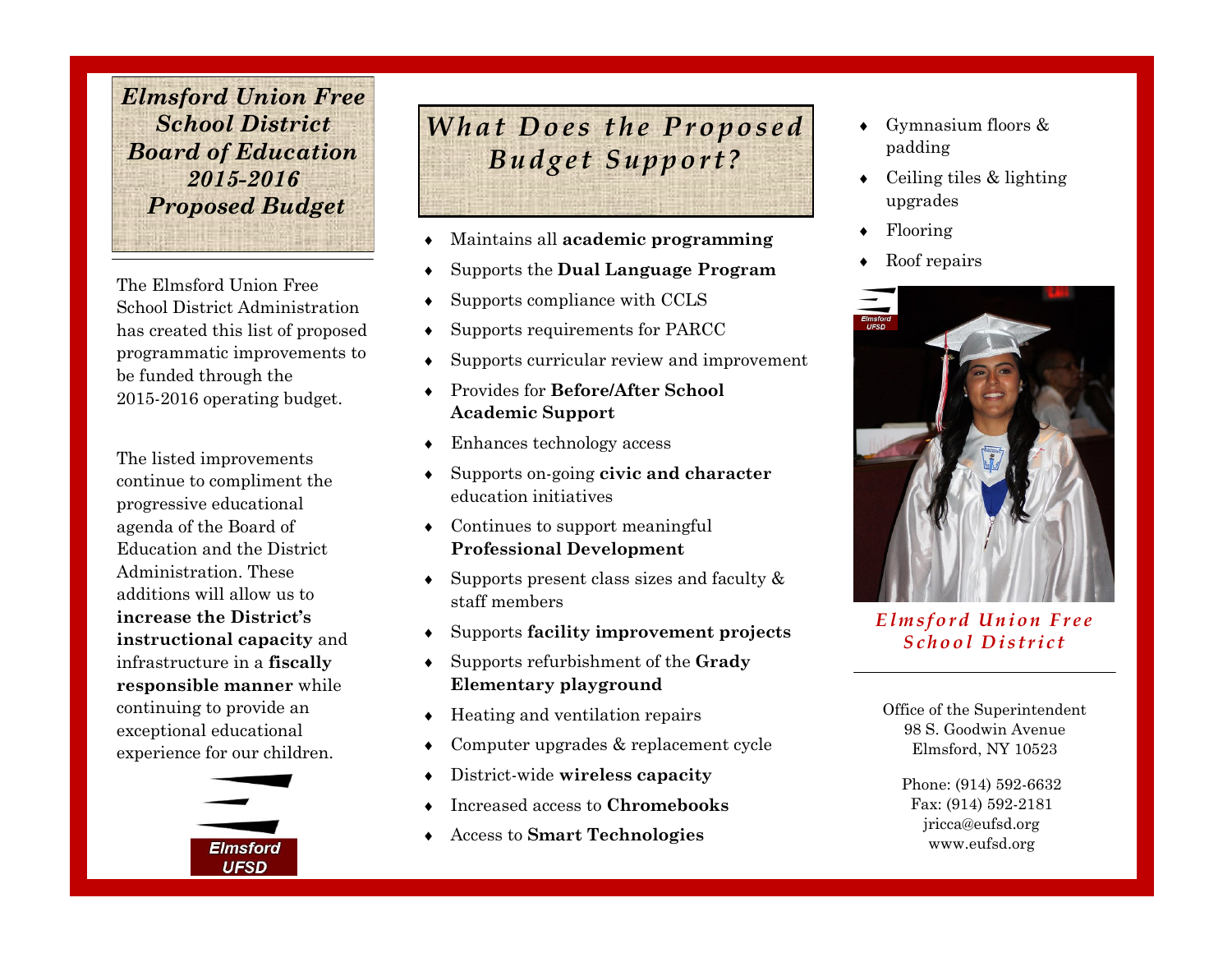# *Elmsford Union Free School District Board of Education 2015-2016 Proposed Budget*

The Elmsford Union Free School District Administration has created this list of proposed programmatic improvements to be funded through the 2015-2016 operating budget.

The listed improvements continue to compliment the progressive educational agenda of the Board of Education and the District Administration. These additions will allow us to **increase the District's instructional capacity** and infrastructure in a **fiscally responsible manner** while continuing to provide an exceptional educational experience for our children.

Elmsford UFSD

## *What Does the Proposed Budget Support?*

- Maintains all **academic programming**
- Supports the **Dual Language Program**
- Supports compliance with CCLS
- Supports requirements for PARCC
- Supports curricular review and improvement
- Provides for **Before/After School Academic Support**
- Enhances technology access
- Supports on-going **civic and character** education initiatives
- Continues to support meaningful **Professional Development**
- Supports present class sizes and faculty & staff members
- Supports **facility improvement projects**
- Supports refurbishment of the **Grady Elementary playground**
- Heating and ventilation repairs
- Computer upgrades & replacement cycle
- District-wide **wireless capacity**
- Increased access to **Chromebooks**
- Access to **Smart Technologies**
- Gymnasium floors & padding
- Ceiling tiles & lighting upgrades
- Flooring
- Roof repairs

*Elmsford Union Free School District*

Office of the Superintendent
98 S. Goodwin Avenue
Elmsford, NY 10523

Phone: (914) 592-6632
Fax: (914) 592-2181
jricca@eufsd.org
www.eufsd.org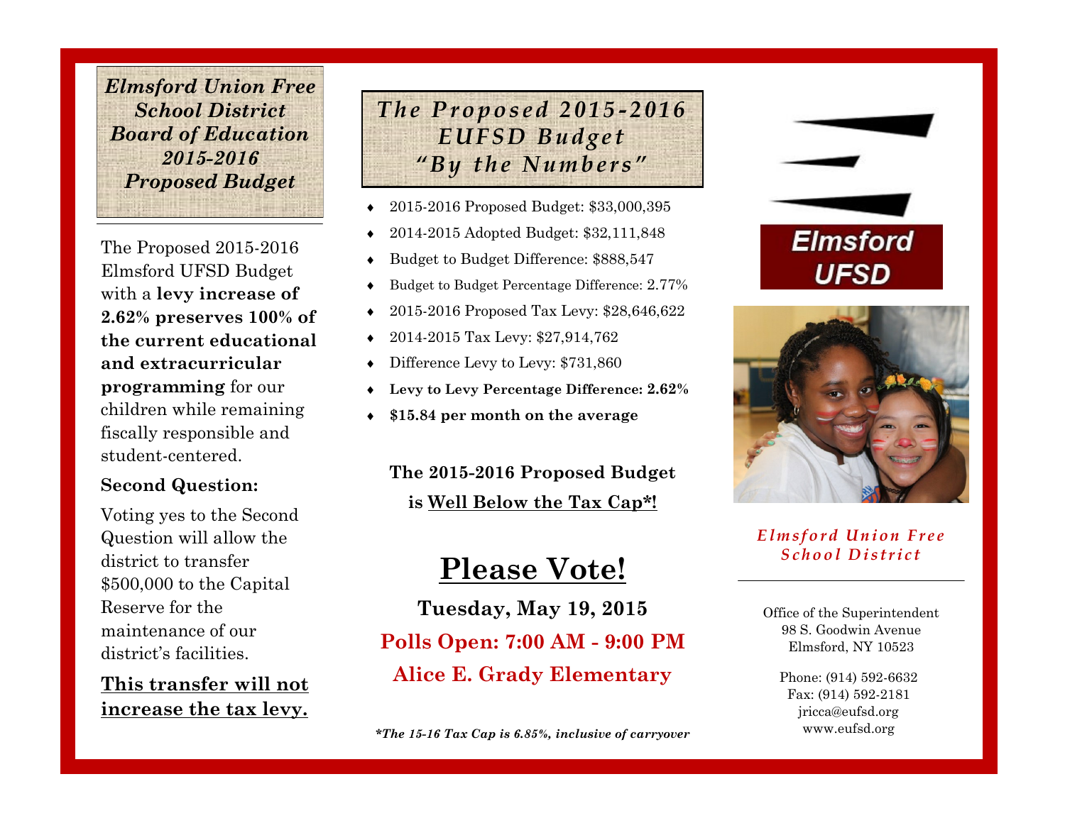### *Elmsford Union Free School District Board of Education 2015-2016 Proposed Budget*

The Proposed 2015-2016 Elmsford UFSD Budget with a **levy increase of 2.62% preserves 100% of the current educational and extracurricular programming** for our children while remaining fiscally responsible and student-centered.

**Second Question:**

Voting yes to the Second Question will allow the district to transfer $500,000 to the Capital Reserve for the maintenance of our district's facilities.

**<u>This transfer will not increase the tax levy.</u>**

### *The Proposed 2015-2016 EUFSD Budget "By the Numbers"*

- 2015-2016 Proposed Budget: $33,000,395
- 2014-2015 Adopted Budget: $32,111,848
- Budget to Budget Difference: $888,547
- Budget to Budget Percentage Difference: 2.77%
- 2015-2016 Proposed Tax Levy: $28,646,622
- 2014-2015 Tax Levy: $27,914,762
- Difference Levy to Levy: $731,860
- **Levy to Levy Percentage Difference: 2.62%**
- **$15.84 per month on the average**

**The 2015-2016 Proposed Budget is <u>Well Below the Tax Cap*!</u>**

# <u>Please Vote!</u>

**Tuesday, May 19, 2015**

**Polls Open: 7:00 AM - 9:00 PM**

**Alice E. Grady Elementary**

***The 15-16 Tax Cap is 6.85%, inclusive of carryover***

Elmsford UFSD

*Elmsford Union Free School District*

Office of the Superintendent
98 S. Goodwin Avenue
Elmsford, NY 10523

Phone: (914) 592-6632
Fax: (914) 592-2181
jricca@eufsd.org
www.eufsd.org